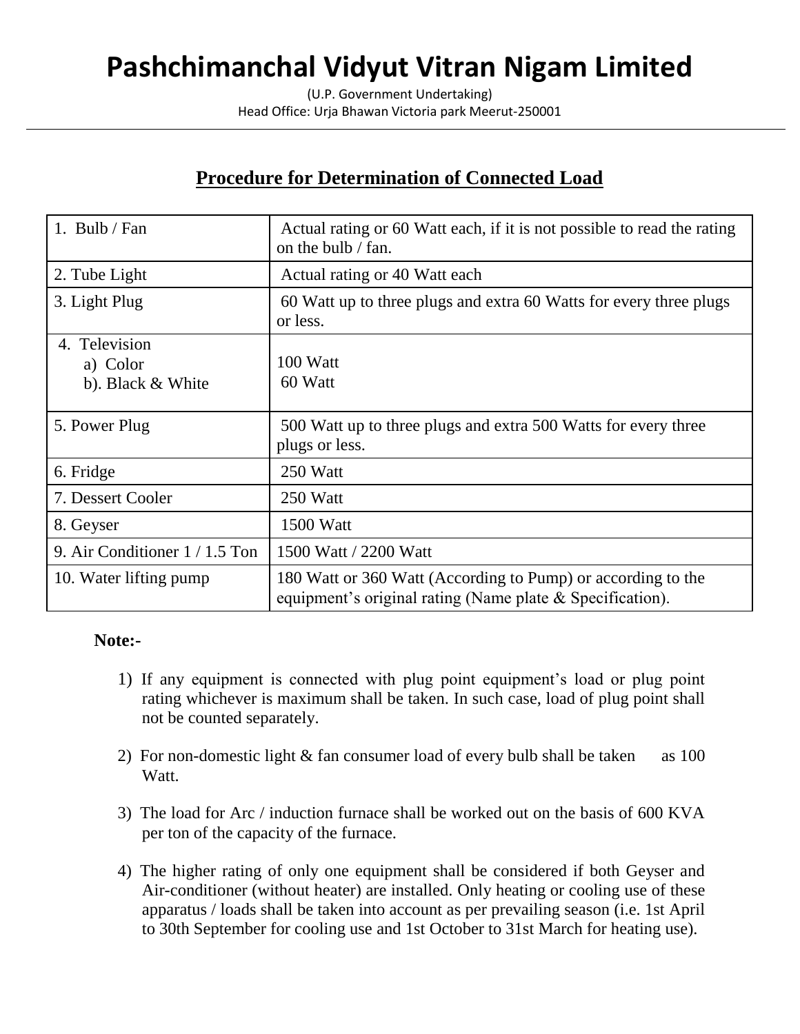# Pashchimanchal Vidyut Vitran Nigam Limited

(U.P. Government Undertaking)
Head Office: Urja Bhawan Victoria park Meerut-250001

## Procedure for Determination of Connected Load

| | |
|---|---|
| 1. Bulb / Fan | Actual rating or 60 Watt each, if it is not possible to read the rating on the bulb / fan. |
| 2. Tube Light | Actual rating or 40 Watt each |
| 3. Light Plug | 60 Watt up to three plugs and extra 60 Watts for every three plugs or less. |
| 4. Television<br>a) Color<br>b). Black & White | 100 Watt<br>60 Watt |
| 5. Power Plug | 500 Watt up to three plugs and extra 500 Watts for every three plugs or less. |
| 6. Fridge | 250 Watt |
| 7. Dessert Cooler | 250 Watt |
| 8. Geyser | 1500 Watt |
| 9. Air Conditioner 1 / 1.5 Ton | 1500 Watt / 2200 Watt |
| 10. Water lifting pump | 180 Watt or 360 Watt (According to Pump) or according to the equipment's original rating (Name plate & Specification). |

**Note:-**

1) If any equipment is connected with plug point equipment's load or plug point rating whichever is maximum shall be taken. In such case, load of plug point shall not be counted separately.

2) For non-domestic light & fan consumer load of every bulb shall be taken as 100 Watt.

3) The load for Arc / induction furnace shall be worked out on the basis of 600 KVA per ton of the capacity of the furnace.

4) The higher rating of only one equipment shall be considered if both Geyser and Air-conditioner (without heater) are installed. Only heating or cooling use of these apparatus / loads shall be taken into account as per prevailing season (i.e. 1st April to 30th September for cooling use and 1st October to 31st March for heating use).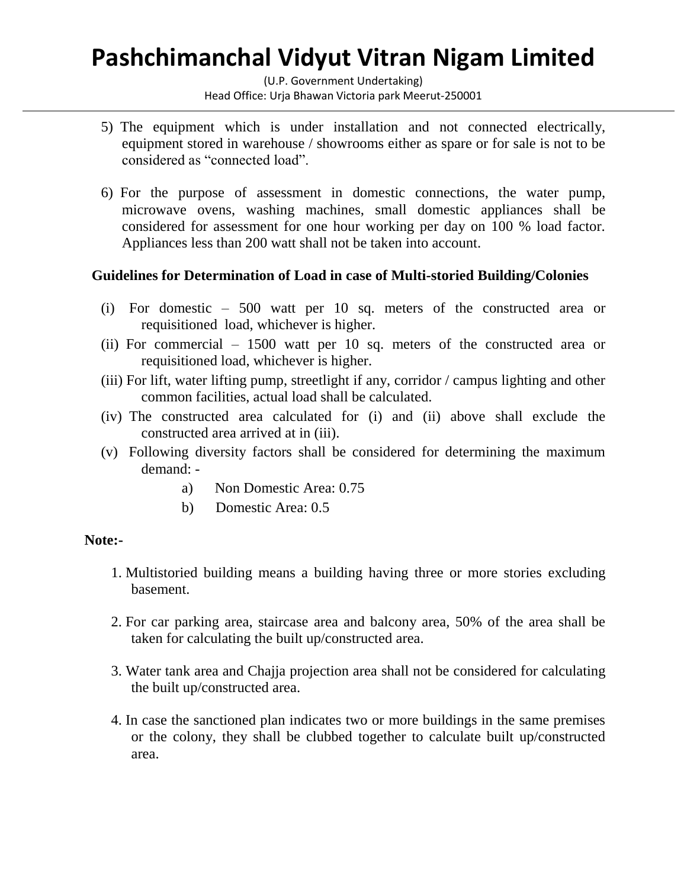5) The equipment which is under installation and not connected electrically, equipment stored in warehouse / showrooms either as spare or for sale is not to be considered as "connected load".

6) For the purpose of assessment in domestic connections, the water pump, microwave ovens, washing machines, small domestic appliances shall be considered for assessment for one hour working per day on 100 % load factor. Appliances less than 200 watt shall not be taken into account.

**Guidelines for Determination of Load in case of Multi-storied Building/Colonies**

(i) For domestic – 500 watt per 10 sq. meters of the constructed area or requisitioned load, whichever is higher.

(ii) For commercial – 1500 watt per 10 sq. meters of the constructed area or requisitioned load, whichever is higher.

(iii) For lift, water lifting pump, streetlight if any, corridor / campus lighting and other common facilities, actual load shall be calculated.

(iv) The constructed area calculated for (i) and (ii) above shall exclude the constructed area arrived at in (iii).

(v) Following diversity factors shall be considered for determining the maximum demand: -

- a) Non Domestic Area: 0.75
- b) Domestic Area: 0.5

**Note:-**

1. Multistoried building means a building having three or more stories excluding basement.

2. For car parking area, staircase area and balcony area, 50% of the area shall be taken for calculating the built up/constructed area.

3. Water tank area and Chajja projection area shall not be considered for calculating the built up/constructed area.

4. In case the sanctioned plan indicates two or more buildings in the same premises or the colony, they shall be clubbed together to calculate built up/constructed area.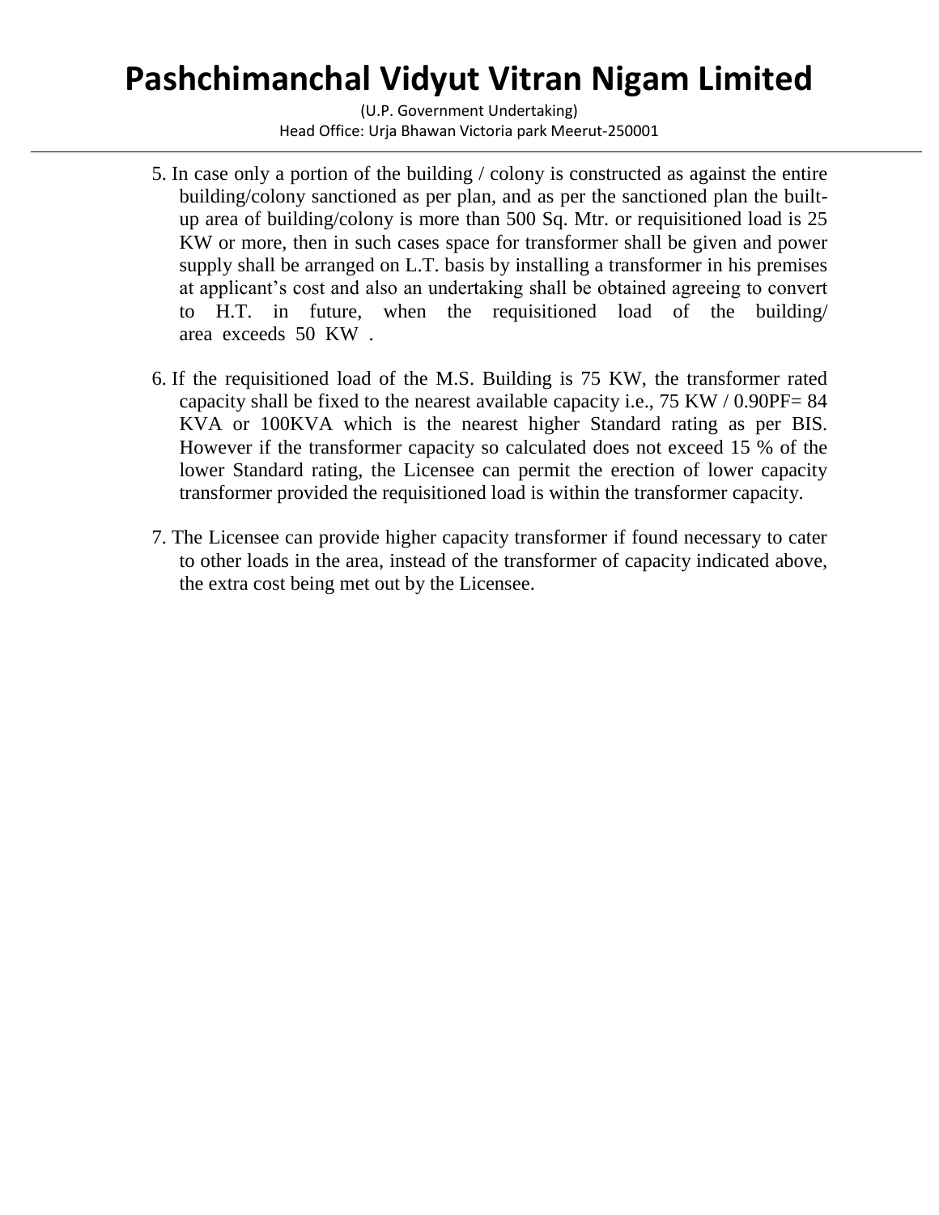5. In case only a portion of the building / colony is constructed as against the entire building/colony sanctioned as per plan, and as per the sanctioned plan the built-up area of building/colony is more than 500 Sq. Mtr. or requisitioned load is 25 KW or more, then in such cases space for transformer shall be given and power supply shall be arranged on L.T. basis by installing a transformer in his premises at applicant's cost and also an undertaking shall be obtained agreeing to convert to H.T. in future, when the requisitioned load of the building/ area exceeds 50 KW .

6. If the requisitioned load of the M.S. Building is 75 KW, the transformer rated capacity shall be fixed to the nearest available capacity i.e., 75 KW / 0.90PF= 84 KVA or 100KVA which is the nearest higher Standard rating as per BIS. However if the transformer capacity so calculated does not exceed 15 % of the lower Standard rating, the Licensee can permit the erection of lower capacity transformer provided the requisitioned load is within the transformer capacity.

7. The Licensee can provide higher capacity transformer if found necessary to cater to other loads in the area, instead of the transformer of capacity indicated above, the extra cost being met out by the Licensee.